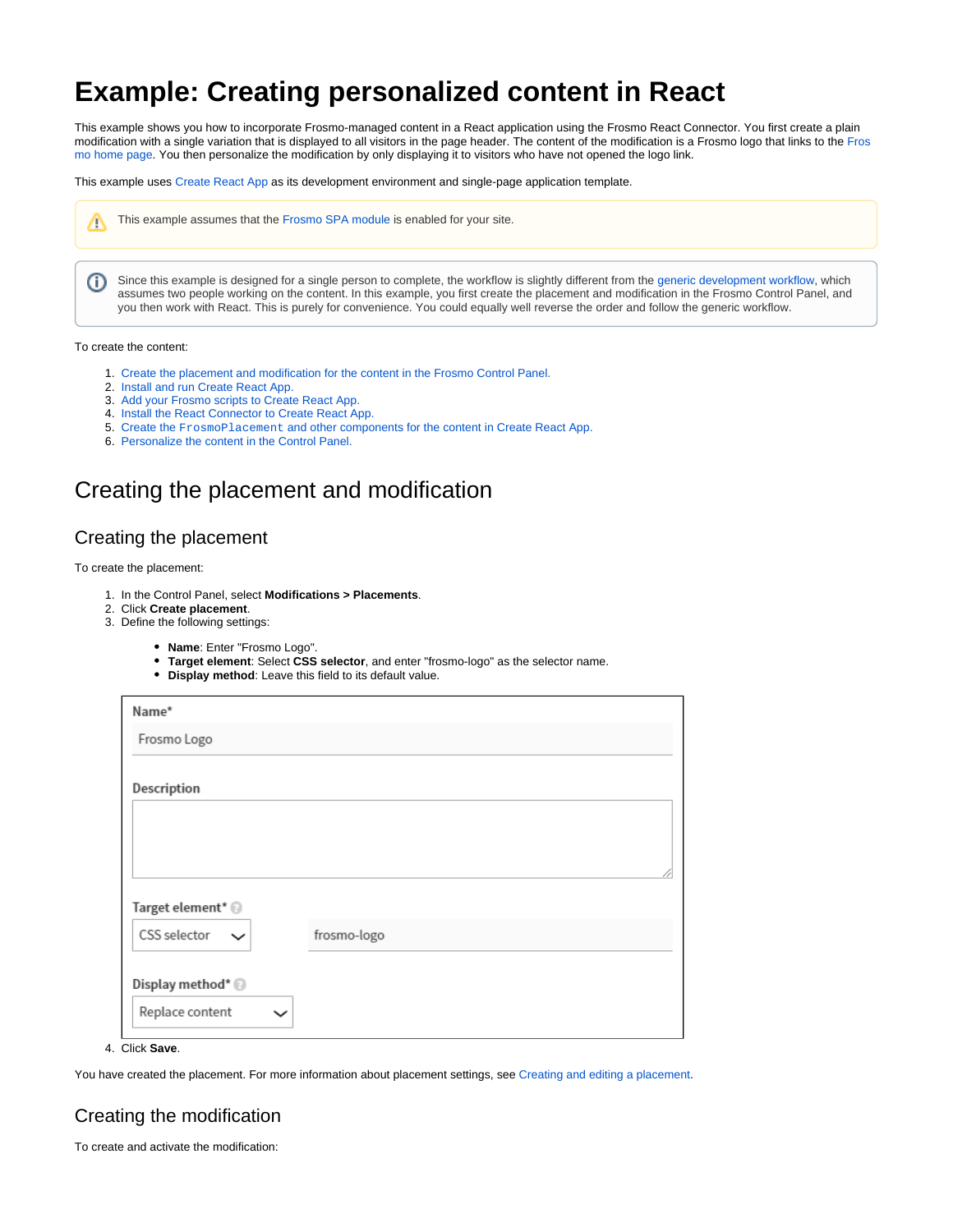# Example: Creating personalized content in React

This example shows you how to incorporate Frosmo-managed content in a React application using the Frosmo React Connector. You first create a plain modification with a single variation that is displayed to all visitors in the page header. The content of the modification is a Frosmo logo that links to the Frosmo home page. You then personalize the modification by only displaying it to visitors who have not opened the logo link.

This example uses Create React App as its development environment and single-page application template.

> ⚠ This example assumes that the Frosmo SPA module is enabled for your site.

> ⓘ Since this example is designed for a single person to complete, the workflow is slightly different from the generic development workflow, which assumes two people working on the content. In this example, you first create the placement and modification in the Frosmo Control Panel, and you then work with React. This is purely for convenience. You could equally well reverse the order and follow the generic workflow.

To create the content:

1. Create the placement and modification for the content in the Frosmo Control Panel.
2. Install and run Create React App.
3. Add your Frosmo scripts to Create React App.
4. Install the React Connector to Create React App.
5. Create the `FrosmoPlacement` and other components for the content in Create React App.
6. Personalize the content in the Control Panel.

## Creating the placement and modification

### Creating the placement

To create the placement:

1. In the Control Panel, select **Modifications > Placements**.
2. Click **Create placement**.
3. Define the following settings:
   - **Name**: Enter "Frosmo Logo".
   - **Target element**: Select **CSS selector**, and enter "frosmo-logo" as the selector name.
   - **Display method**: Leave this field to its default value.

   | Field | Value |
   | --- | --- |
   | Name* | Frosmo Logo |
   | Description | |
   | Target element* | CSS selector — frosmo-logo |
   | Display method* | Replace content |

4. Click **Save**.

You have created the placement. For more information about placement settings, see Creating and editing a placement.

### Creating the modification

To create and activate the modification: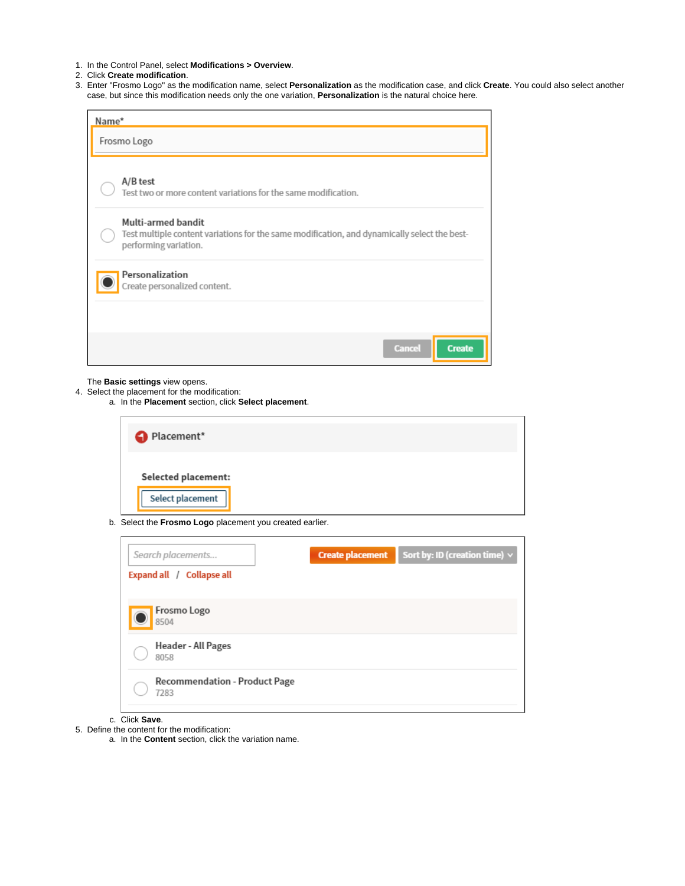1. In the Control Panel, select **Modifications > Overview**.
2. Click **Create modification**.
3. Enter "Frosmo Logo" as the modification name, select **Personalization** as the modification case, and click **Create**. You could also select another case, but since this modification needs only the one variation, **Personalization** is the natural choice here.

   The **Basic settings** view opens.
4. Select the placement for the modification:
   a. In the **Placement** section, click **Select placement**.
   b. Select the **Frosmo Logo** placement you created earlier.
   c. Click **Save**.
5. Define the content for the modification:
   a. In the **Content** section, click the variation name.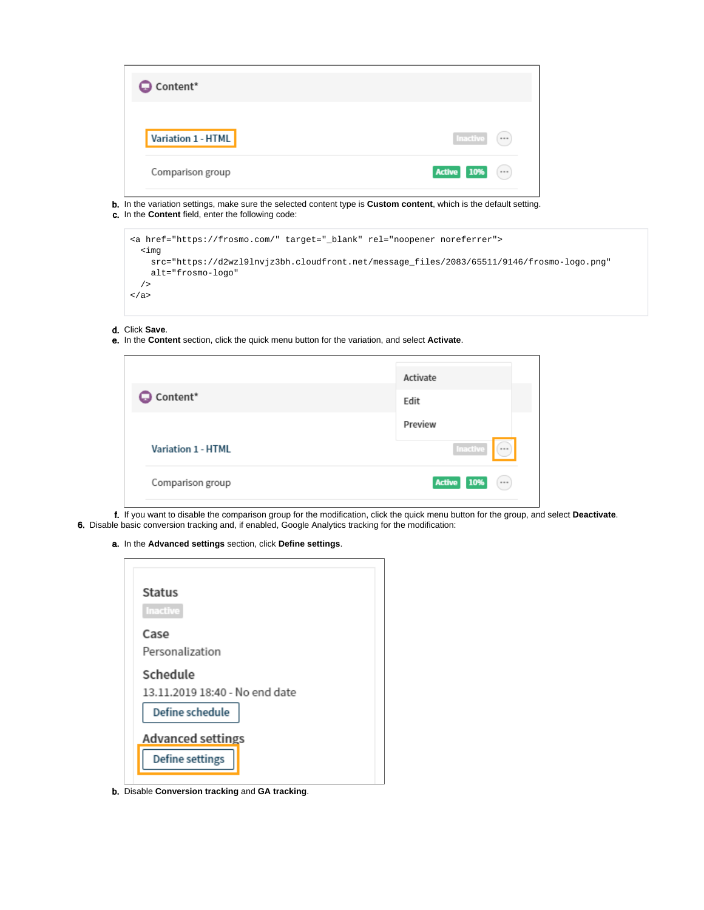b. In the variation settings, make sure the selected content type is **Custom content**, which is the default setting.
c. In the **Content** field, enter the following code:

```
<a href="https://frosmo.com/" target="_blank" rel="noopener noreferrer">
  <img
    src="https://d2wzl9lnvjz3bh.cloudfront.net/message_files/2083/65511/9146/frosmo-logo.png"
    alt="frosmo-logo"
  />
</a>
```

d. Click **Save**.
e. In the **Content** section, click the quick menu button for the variation, and select **Activate**.

f. If you want to disable the comparison group for the modification, click the quick menu button for the group, and select **Deactivate**.

6. Disable basic conversion tracking and, if enabled, Google Analytics tracking for the modification:

a. In the **Advanced settings** section, click **Define settings**.

b. Disable **Conversion tracking** and **GA tracking**.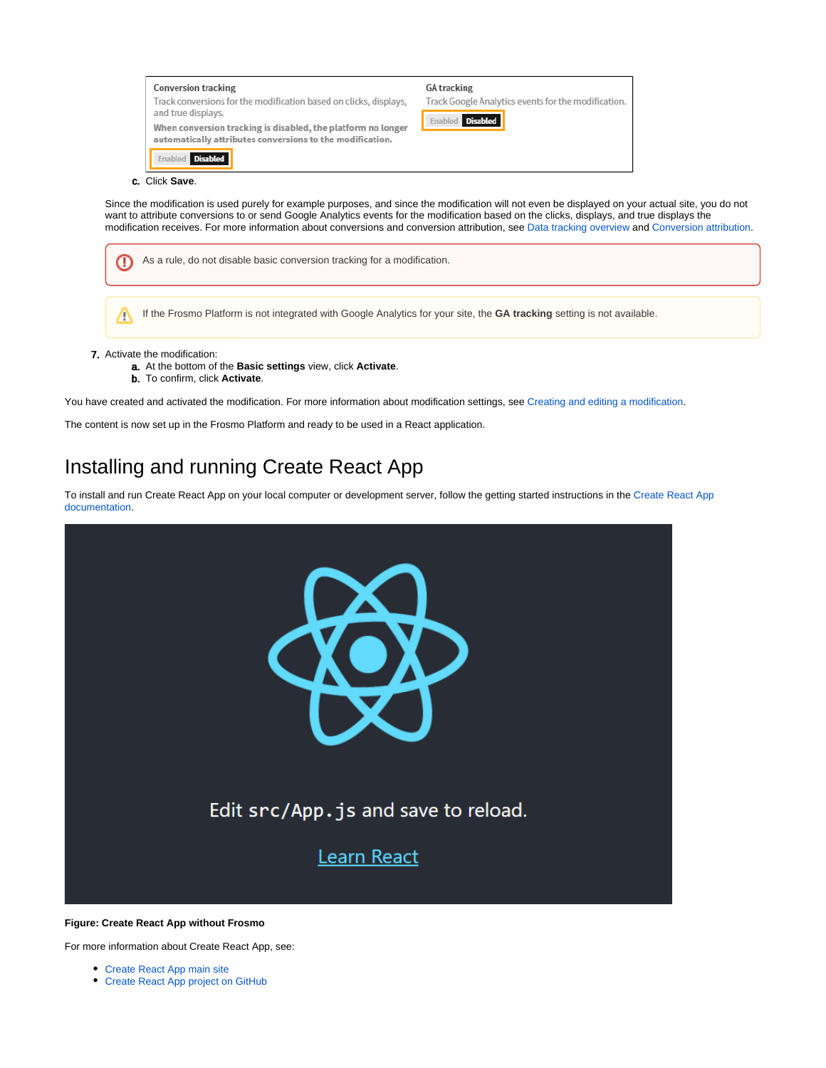Conversion tracking

Track conversions for the modification based on clicks, displays, and true displays.

**When conversion tracking is disabled, the platform no longer automatically attributes conversions to the modification.**

Enabled **Disabled**

GA tracking

Track Google Analytics events for the modification.

Enabled **Disabled**

c. Click **Save**.

Since the modification is used purely for example purposes, and since the modification will not even be displayed on your actual site, you do not want to attribute conversions to or send Google Analytics events for the modification based on the clicks, displays, and true displays the modification receives. For more information about conversions and conversion attribution, see Data tracking overview and Conversion attribution.

> As a rule, do not disable basic conversion tracking for a modification.

> If the Frosmo Platform is not integrated with Google Analytics for your site, the **GA tracking** setting is not available.

7. Activate the modification:
   a. At the bottom of the **Basic settings** view, click **Activate**.
   b. To confirm, click **Activate**.

You have created and activated the modification. For more information about modification settings, see Creating and editing a modification.

The content is now set up in the Frosmo Platform and ready to be used in a React application.

# Installing and running Create React App

To install and run Create React App on your local computer or development server, follow the getting started instructions in the Create React App documentation.

Edit `src/App.js` and save to reload.

Learn React

**Figure: Create React App without Frosmo**

For more information about Create React App, see:

- Create React App main site
- Create React App project on GitHub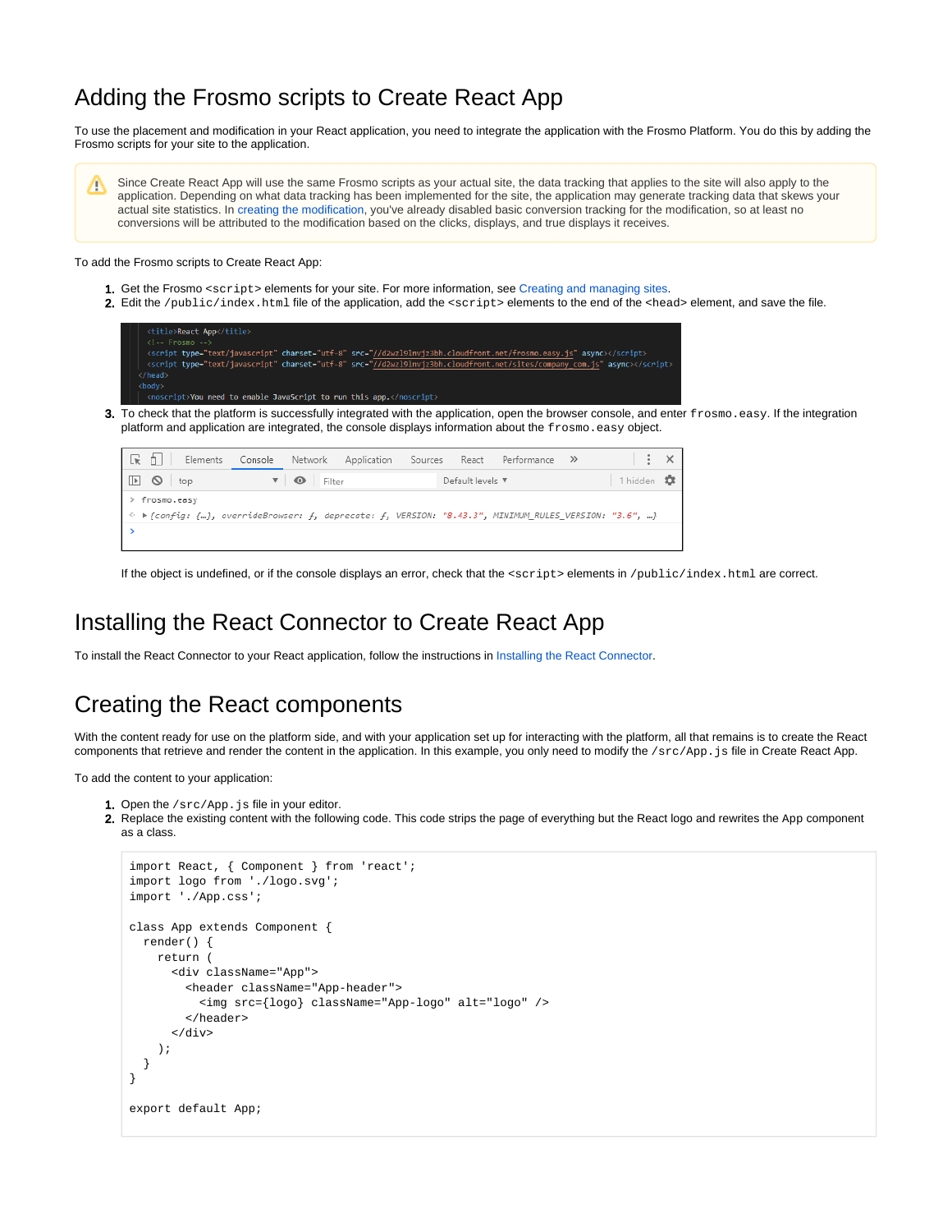# Adding the Frosmo scripts to Create React App

To use the placement and modification in your React application, you need to integrate the application with the Frosmo Platform. You do this by adding the Frosmo scripts for your site to the application.

> Since Create React App will use the same Frosmo scripts as your actual site, the data tracking that applies to the site will also apply to the application. Depending on what data tracking has been implemented for the site, the application may generate tracking data that skews your actual site statistics. In creating the modification, you've already disabled basic conversion tracking for the modification, so at least no conversions will be attributed to the modification based on the clicks, displays, and true displays it receives.

To add the Frosmo scripts to Create React App:

1. Get the Frosmo `<script>` elements for your site. For more information, see Creating and managing sites.
2. Edit the `/public/index.html` file of the application, add the `<script>` elements to the end of the `<head>` element, and save the file.

```
    <title>React App</title>
    <!-- Frosmo -->
    <script type="text/javascript" charset="utf-8" src="//d2wzl9lnvjz3bh.cloudfront.net/frosmo.easy.js" async></script>
    <script type="text/javascript" charset="utf-8" src="//d2wzl9lnvjz3bh.cloudfront.net/sites/company_com.js" async></script>
  </head>
  <body>
    <noscript>You need to enable JavaScript to run this app.</noscript>
```

3. To check that the platform is successfully integrated with the application, open the browser console, and enter `frosmo.easy`. If the integration platform and application are integrated, the console displays information about the `frosmo.easy` object.

```
> frosmo.easy
<· ▸ {config: {…}, overrideBrowser: ƒ, deprecate: ƒ, VERSION: "8.43.3", MINIMUM_RULES_VERSION: "3.6", …}
>
```

If the object is undefined, or if the console displays an error, check that the `<script>` elements in `/public/index.html` are correct.

# Installing the React Connector to Create React App

To install the React Connector to your React application, follow the instructions in Installing the React Connector.

# Creating the React components

With the content ready for use on the platform side, and with your application set up for interacting with the platform, all that remains is to create the React components that retrieve and render the content in the application. In this example, you only need to modify the `/src/App.js` file in Create React App.

To add the content to your application:

1. Open the `/src/App.js` file in your editor.
2. Replace the existing content with the following code. This code strips the page of everything but the React logo and rewrites the App component as a class.

```
import React, { Component } from 'react';
import logo from './logo.svg';
import './App.css';

class App extends Component {
  render() {
    return (
      <div className="App">
        <header className="App-header">
          <img src={logo} className="App-logo" alt="logo" />
        </header>
      </div>
    );
  }
}

export default App;
```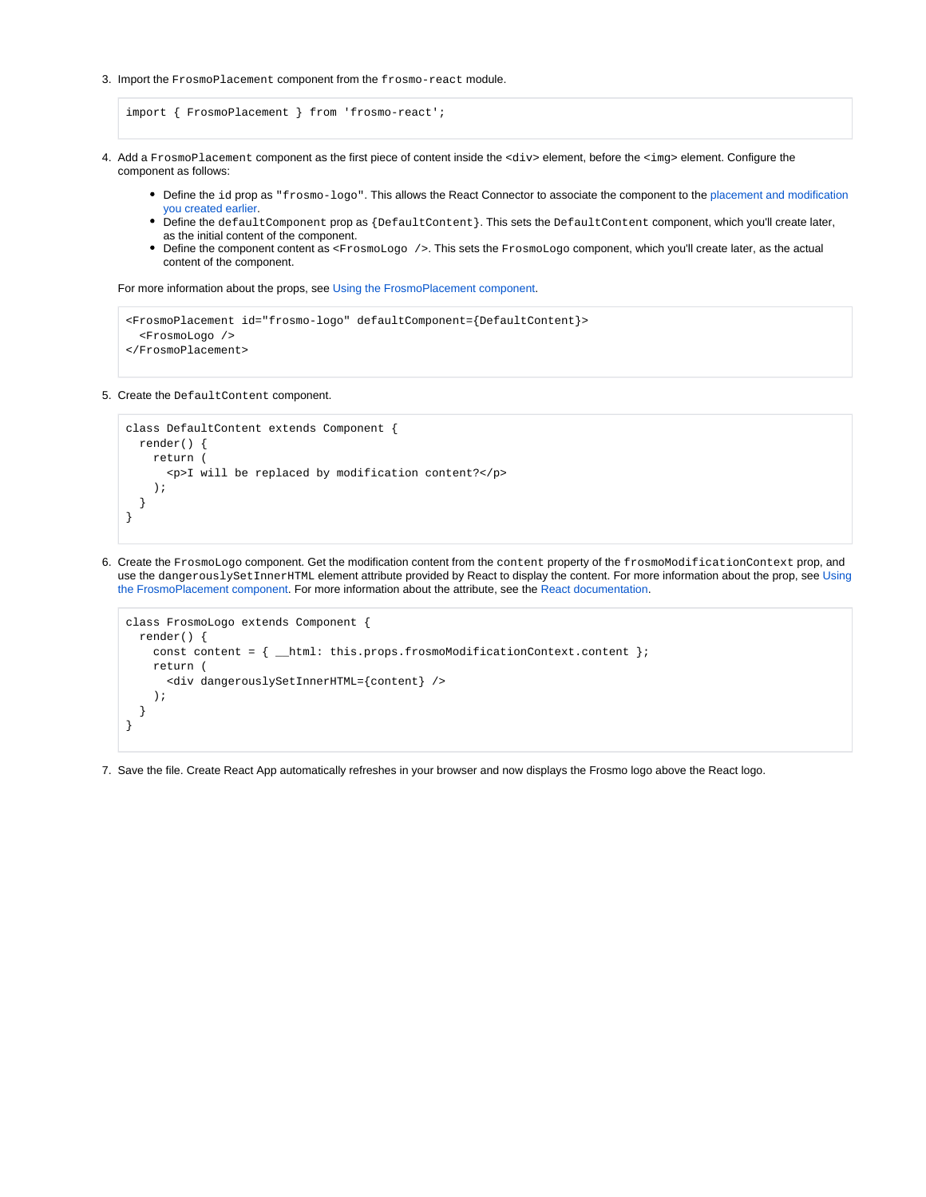3. Import the `FrosmoPlacement` component from the `frosmo-react` module.

```
import { FrosmoPlacement } from 'frosmo-react';
```

4. Add a `FrosmoPlacement` component as the first piece of content inside the `<div>` element, before the `<img>` element. Configure the component as follows:

    - Define the `id` prop as `"frosmo-logo"`. This allows the React Connector to associate the component to the placement and modification you created earlier.
    - Define the `defaultComponent` prop as `{DefaultContent}`. This sets the `DefaultContent` component, which you'll create later, as the initial content of the component.
    - Define the component content as `<FrosmoLogo />`. This sets the `FrosmoLogo` component, which you'll create later, as the actual content of the component.

    For more information about the props, see Using the FrosmoPlacement component.

```
<FrosmoPlacement id="frosmo-logo" defaultComponent={DefaultContent}>
  <FrosmoLogo />
</FrosmoPlacement>
```

5. Create the `DefaultContent` component.

```
class DefaultContent extends Component {
  render() {
    return (
      <p>I will be replaced by modification content?</p>
    );
  }
}
```

6. Create the `FrosmoLogo` component. Get the modification content from the `content` property of the `frosmoModificationContext` prop, and use the `dangerouslySetInnerHTML` element attribute provided by React to display the content. For more information about the prop, see Using the FrosmoPlacement component. For more information about the attribute, see the React documentation.

```
class FrosmoLogo extends Component {
  render() {
    const content = { __html: this.props.frosmoModificationContext.content };
    return (
      <div dangerouslySetInnerHTML={content} />
    );
  }
}
```

7. Save the file. Create React App automatically refreshes in your browser and now displays the Frosmo logo above the React logo.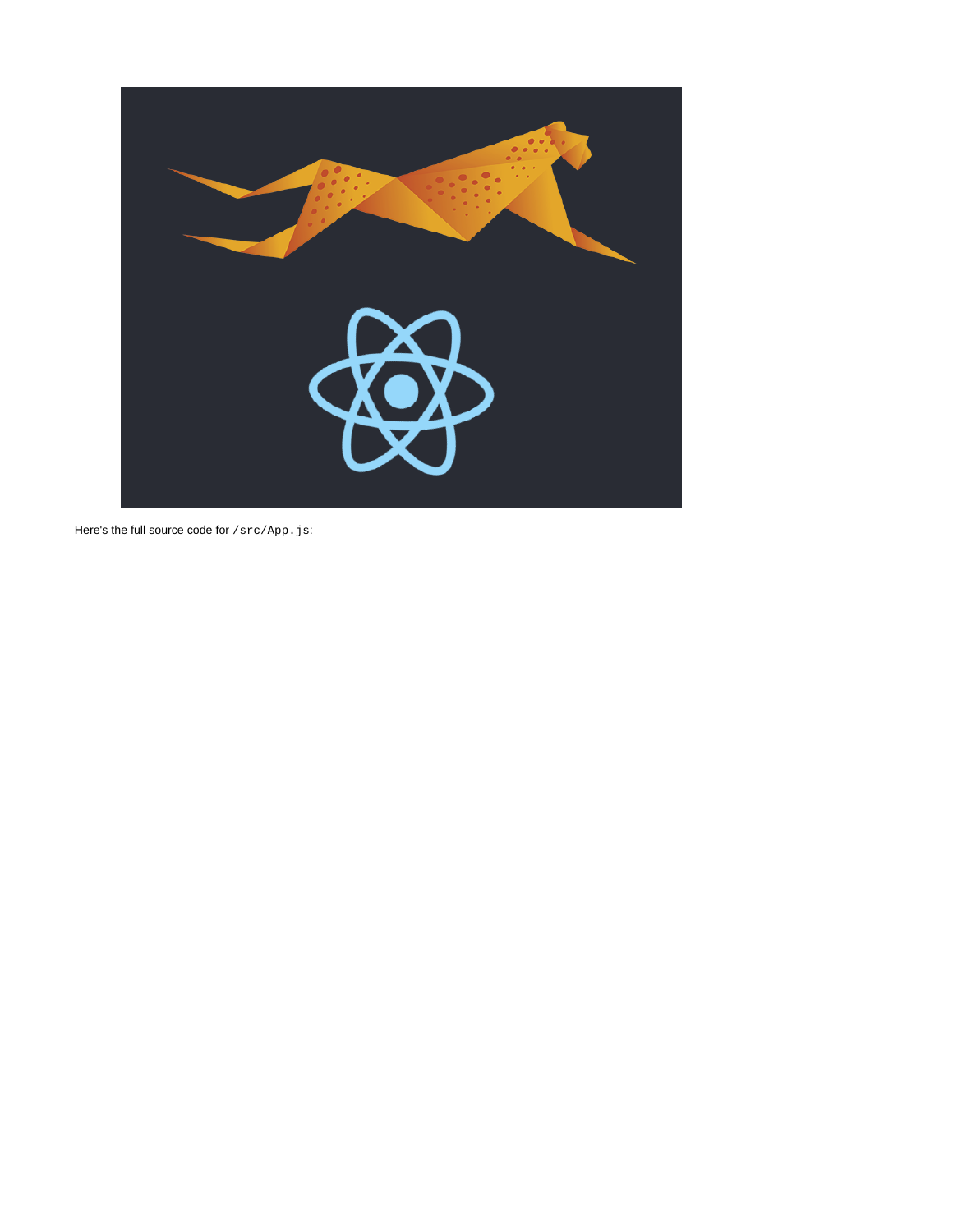Here's the full source code for `/src/App.js`: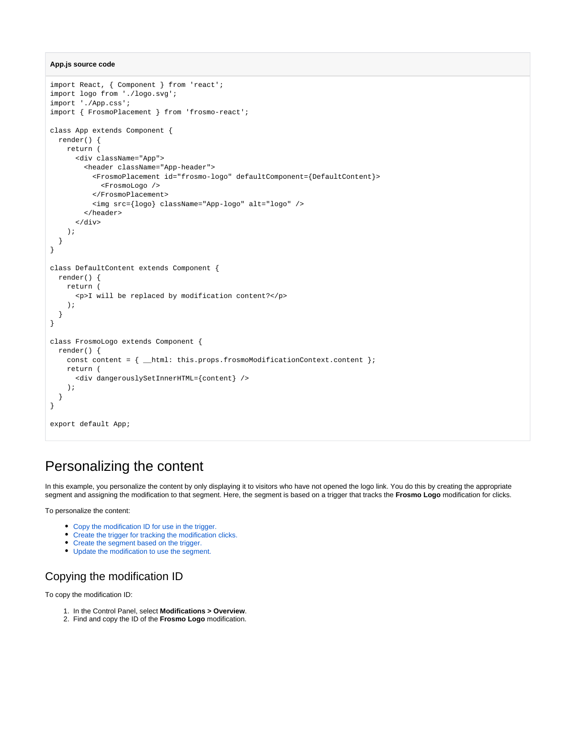**App.js source code**

```
import React, { Component } from 'react';
import logo from './logo.svg';
import './App.css';
import { FrosmoPlacement } from 'frosmo-react';

class App extends Component {
  render() {
    return (
      <div className="App">
        <header className="App-header">
          <FrosmoPlacement id="frosmo-logo" defaultComponent={DefaultContent}>
            <FrosmoLogo />
          </FrosmoPlacement>
          <img src={logo} className="App-logo" alt="logo" />
        </header>
      </div>
    );
  }
}

class DefaultContent extends Component {
  render() {
    return (
      <p>I will be replaced by modification content?</p>
    );
  }
}

class FrosmoLogo extends Component {
  render() {
    const content = { __html: this.props.frosmoModificationContext.content };
    return (
      <div dangerouslySetInnerHTML={content} />
    );
  }
}

export default App;
```

# Personalizing the content

In this example, you personalize the content by only displaying it to visitors who have not opened the logo link. You do this by creating the appropriate segment and assigning the modification to that segment. Here, the segment is based on a trigger that tracks the **Frosmo Logo** modification for clicks.

To personalize the content:

- Copy the modification ID for use in the trigger.
- Create the trigger for tracking the modification clicks.
- Create the segment based on the trigger.
- Update the modification to use the segment.

## Copying the modification ID

To copy the modification ID:

1. In the Control Panel, select **Modifications > Overview**.
2. Find and copy the ID of the **Frosmo Logo** modification.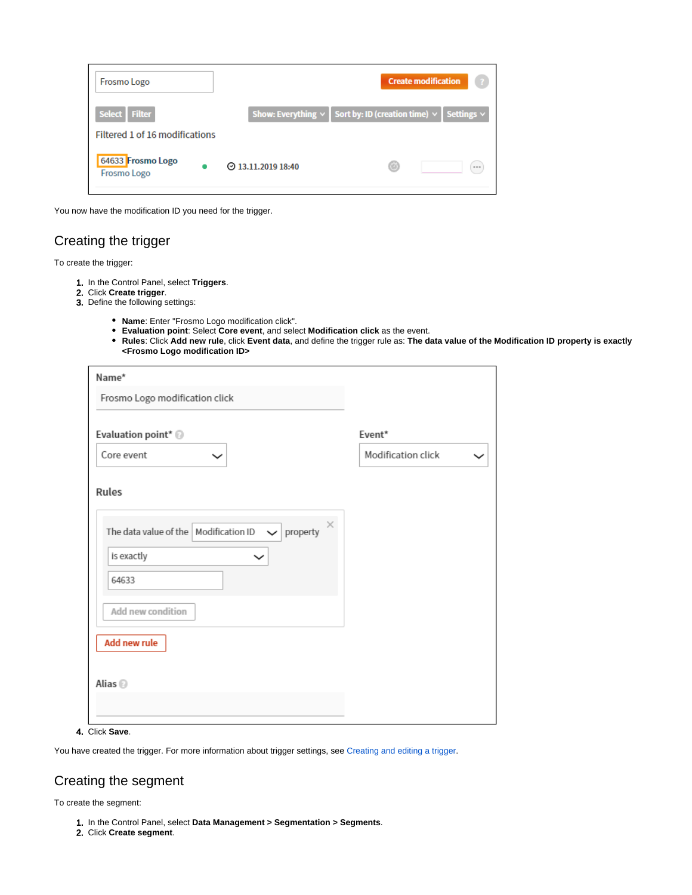You now have the modification ID you need for the trigger.

## Creating the trigger

To create the trigger:

1. In the Control Panel, select **Triggers**.
2. Click **Create trigger**.
3. Define the following settings:
    - **Name**: Enter "Frosmo Logo modification click".
    - **Evaluation point**: Select **Core event**, and select **Modification click** as the event.
    - **Rules**: Click **Add new rule**, click **Event data**, and define the trigger rule as: **The data value of the Modification ID property is exactly <Frosmo Logo modification ID>**
4. Click **Save**.

You have created the trigger. For more information about trigger settings, see Creating and editing a trigger.

## Creating the segment

To create the segment:

1. In the Control Panel, select **Data Management > Segmentation > Segments**.
2. Click **Create segment**.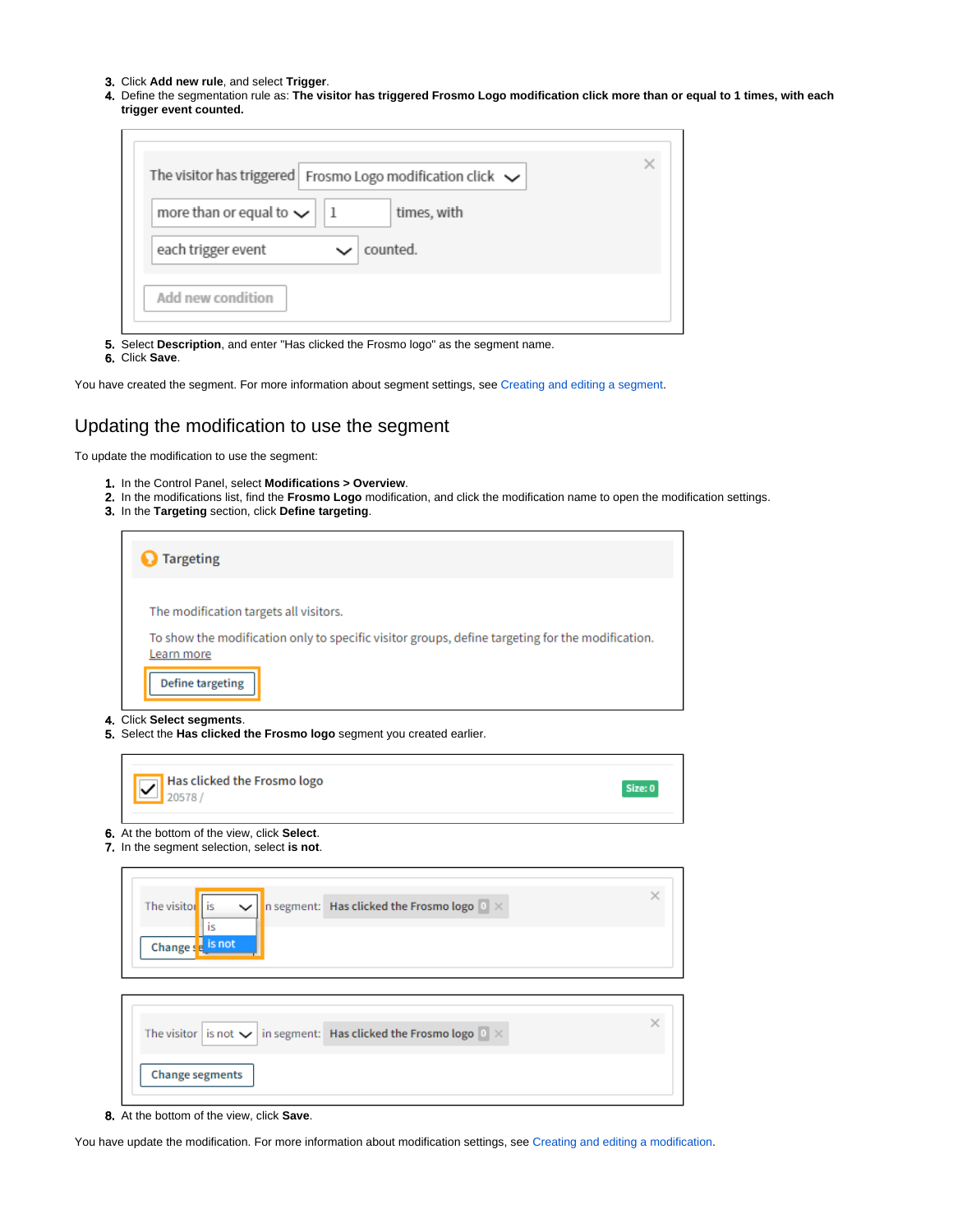3. Click **Add new rule**, and select **Trigger**.
4. Define the segmentation rule as: **The visitor has triggered Frosmo Logo modification click more than or equal to 1 times, with each trigger event counted.**

5. Select **Description**, and enter "Has clicked the Frosmo logo" as the segment name.
6. Click **Save**.

You have created the segment. For more information about segment settings, see Creating and editing a segment.

## Updating the modification to use the segment

To update the modification to use the segment:

1. In the Control Panel, select **Modifications > Overview**.
2. In the modifications list, find the **Frosmo Logo** modification, and click the modification name to open the modification settings.
3. In the **Targeting** section, click **Define targeting**.

4. Click **Select segments**.
5. Select the **Has clicked the Frosmo logo** segment you created earlier.

6. At the bottom of the view, click **Select**.
7. In the segment selection, select **is not**.

8. At the bottom of the view, click **Save**.

You have update the modification. For more information about modification settings, see Creating and editing a modification.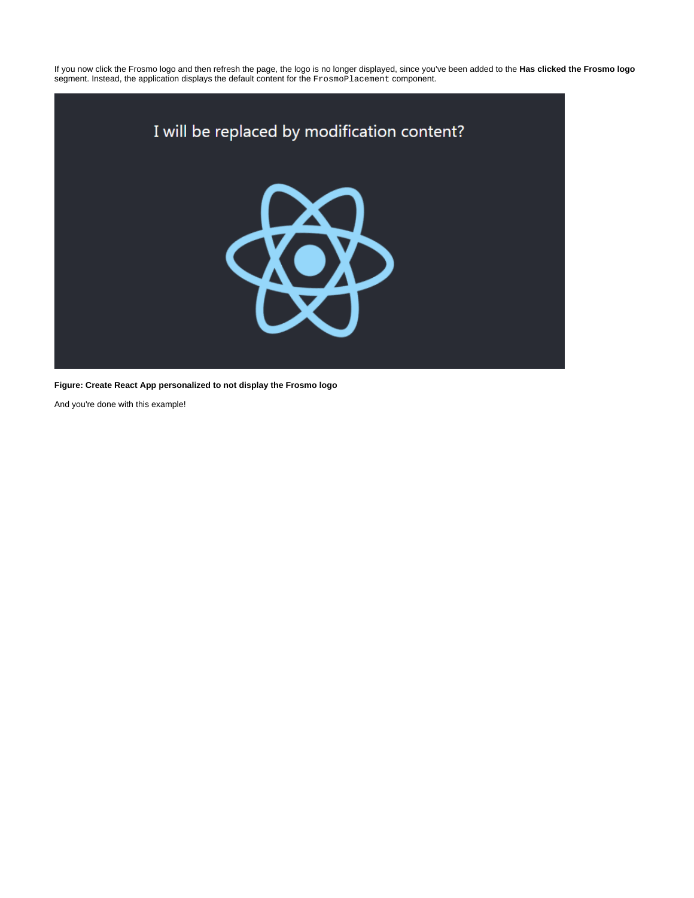If you now click the Frosmo logo and then refresh the page, the logo is no longer displayed, since you've been added to the **Has clicked the Frosmo logo** segment. Instead, the application displays the default content for the `FrosmoPlacement` component.

**Figure: Create React App personalized to not display the Frosmo logo**

And you're done with this example!